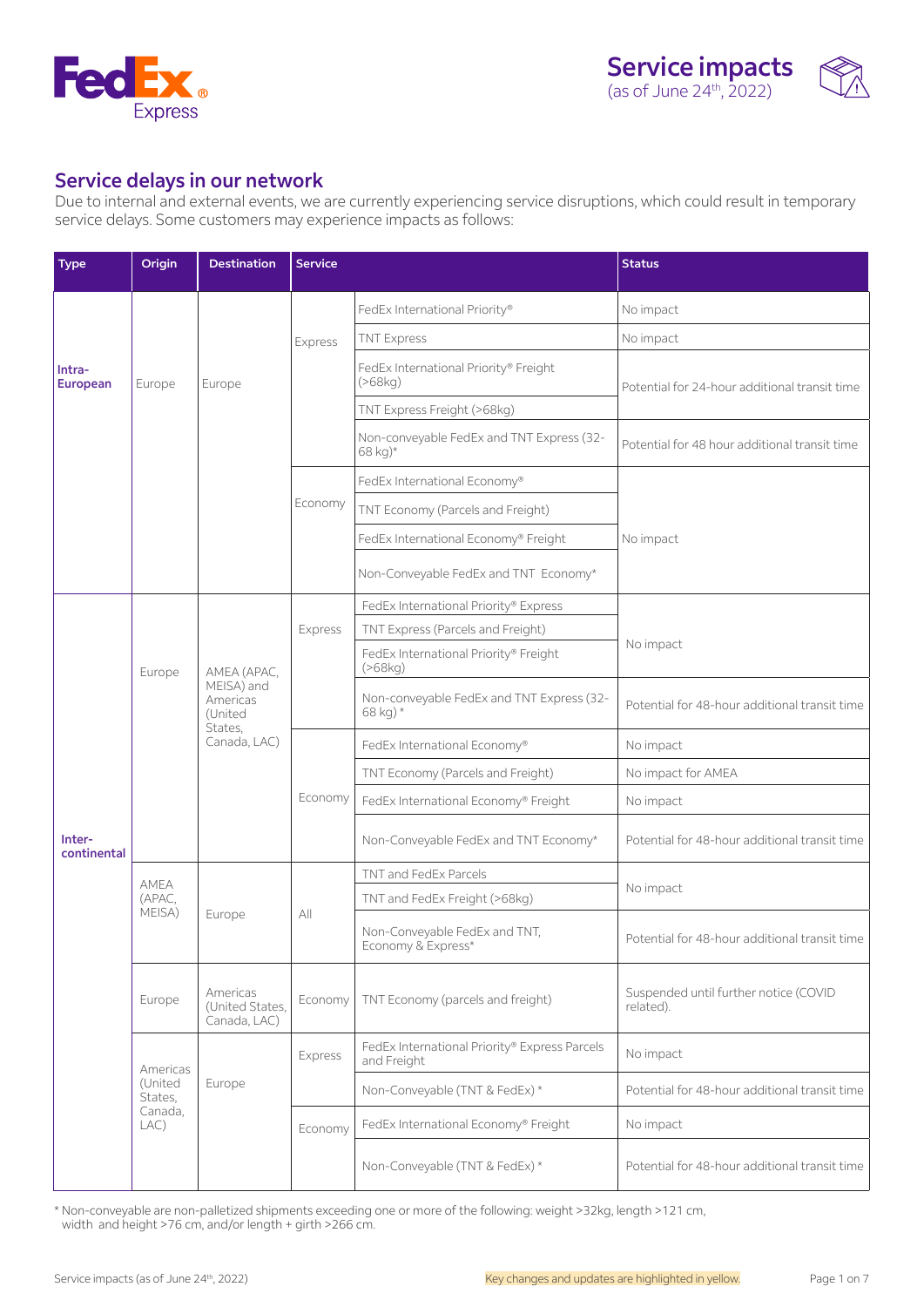# Service impacts
(as of June 24th, 2022)

## Service delays in our network

Due to internal and external events, we are currently experiencing service disruptions, which could result in temporary service delays. Some customers may experience impacts as follows:

| Type | Origin | Destination | Service | | Status |
|---|---|---|---|---|---|
| **Intra-European** | Europe | Europe | Express | FedEx International Priority® | No impact |
| | | | | TNT Express | No impact |
| | | | | FedEx International Priority® Freight (>68kg) | Potential for 24-hour additional transit time |
| | | | | TNT Express Freight (>68kg) | |
| | | | | Non-conveyable FedEx and TNT Express (32-68 kg)* | Potential for 48 hour additional transit time |
| | | | Economy | FedEx International Economy® | No impact |
| | | | | TNT Economy (Parcels and Freight) | |
| | | | | FedEx International Economy® Freight | |
| | | | | Non-Conveyable FedEx and TNT Economy* | |
| **Inter-continental** | Europe | AMEA (APAC, MEISA) and Americas (United States, Canada, LAC) | Express | FedEx International Priority® Express | No impact |
| | | | | TNT Express (Parcels and Freight) | |
| | | | | FedEx International Priority® Freight (>68kg) | |
| | | | | Non-conveyable FedEx and TNT Express (32-68 kg) * | Potential for 48-hour additional transit time |
| | | | Economy | FedEx International Economy® | No impact |
| | | | | TNT Economy (Parcels and Freight) | No impact for AMEA |
| | | | | FedEx International Economy® Freight | No impact |
| | | | | Non-Conveyable FedEx and TNT Economy* | Potential for 48-hour additional transit time |
| | AMEA (APAC, MEISA) | Europe | All | TNT and FedEx Parcels | No impact |
| | | | | TNT and FedEx Freight (>68kg) | |
| | | | | Non-Conveyable FedEx and TNT, Economy & Express* | Potential for 48-hour additional transit time |
| | Europe | Americas (United States, Canada, LAC) | Economy | TNT Economy (parcels and freight) | Suspended until further notice (COVID related). |
| | Americas (United States, Canada, LAC) | Europe | Express | FedEx International Priority® Express Parcels and Freight | No impact |
| | | | | Non-Conveyable (TNT & FedEx) * | Potential for 48-hour additional transit time |
| | | | Economy | FedEx International Economy® Freight | No impact |
| | | | | Non-Conveyable (TNT & FedEx) * | Potential for 48-hour additional transit time |

\* Non-conveyable are non-palletized shipments exceeding one or more of the following: weight >32kg, length >121 cm, width and height >76 cm, and/or length + girth >266 cm.

Key changes and updates are highlighted in yellow.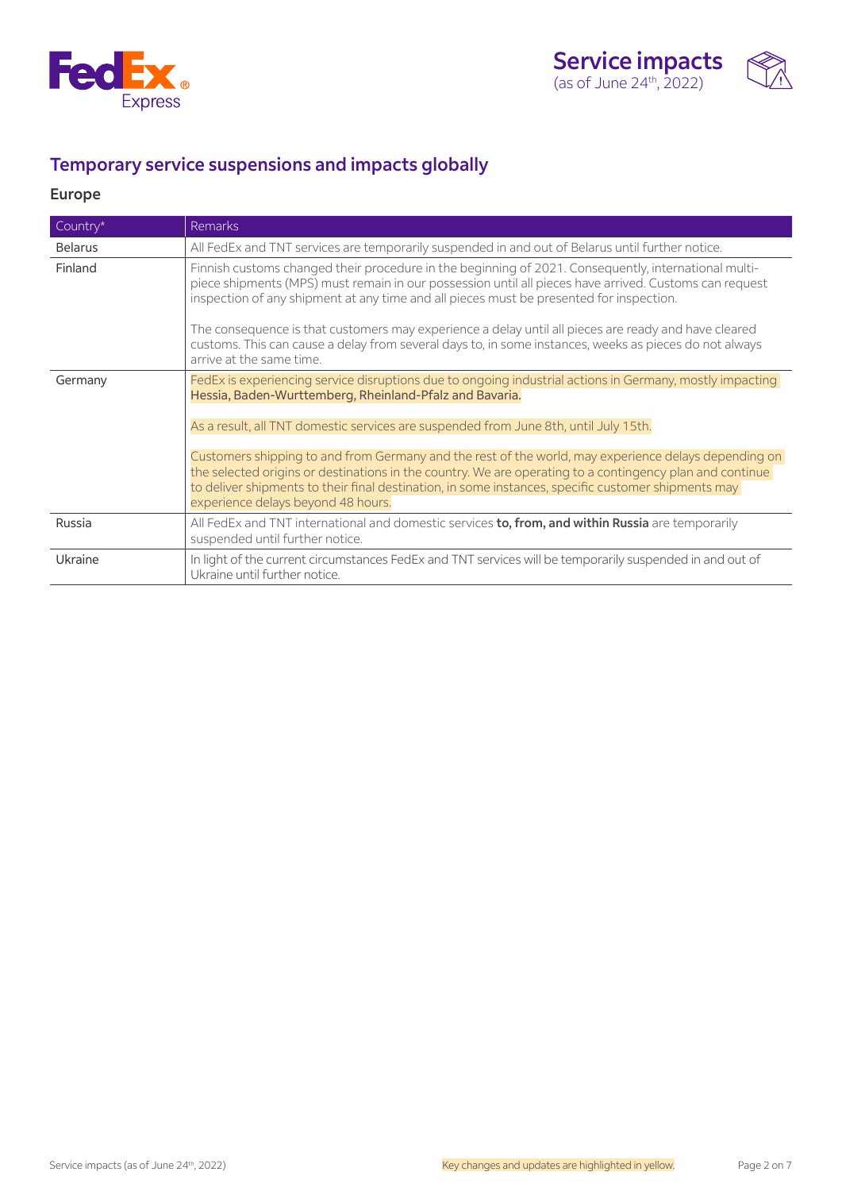## Temporary service suspensions and impacts globally

### Europe

| Country* | Remarks |
| --- | --- |
| Belarus | All FedEx and TNT services are temporarily suspended in and out of Belarus until further notice. |
| Finland | Finnish customs changed their procedure in the beginning of 2021. Consequently, international multi-piece shipments (MPS) must remain in our possession until all pieces have arrived. Customs can request inspection of any shipment at any time and all pieces must be presented for inspection.<br><br>The consequence is that customers may experience a delay until all pieces are ready and have cleared customs. This can cause a delay from several days to, in some instances, weeks as pieces do not always arrive at the same time. |
| Germany | FedEx is experiencing service disruptions due to ongoing industrial actions in Germany, mostly impacting Hessia, Baden-Wurttemberg, Rheinland-Pfalz and Bavaria.<br><br>As a result, all TNT domestic services are suspended from June 8th, until July 15th.<br><br>Customers shipping to and from Germany and the rest of the world, may experience delays depending on the selected origins or destinations in the country. We are operating to a contingency plan and continue to deliver shipments to their final destination, in some instances, specific customer shipments may experience delays beyond 48 hours. |
| Russia | All FedEx and TNT international and domestic services **to, from, and within Russia** are temporarily suspended until further notice. |
| Ukraine | In light of the current circumstances FedEx and TNT services will be temporarily suspended in and out of Ukraine until further notice. |

Key changes and updates are highlighted in yellow.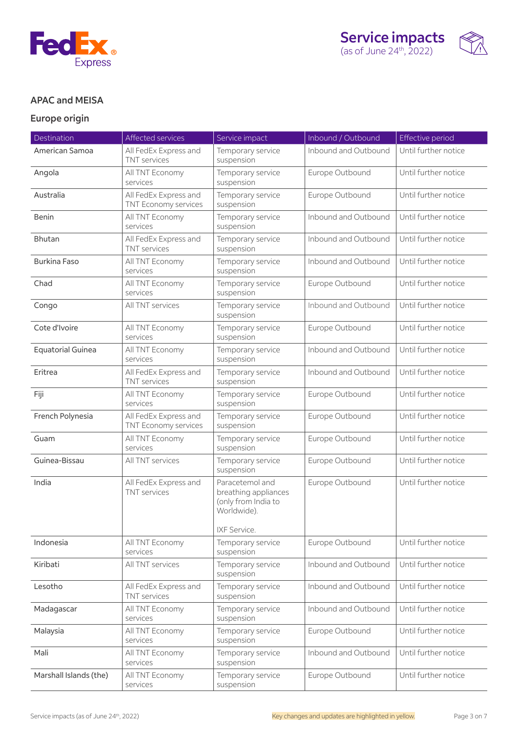## APAC and MEISA

### Europe origin

| Destination | Affected services | Service impact | Inbound / Outbound | Effective period |
|---|---|---|---|---|
| American Samoa | All FedEx Express and TNT services | Temporary service suspension | Inbound and Outbound | Until further notice |
| Angola | All TNT Economy services | Temporary service suspension | Europe Outbound | Until further notice |
| Australia | All FedEx Express and TNT Economy services | Temporary service suspension | Europe Outbound | Until further notice |
| Benin | All TNT Economy services | Temporary service suspension | Inbound and Outbound | Until further notice |
| Bhutan | All FedEx Express and TNT services | Temporary service suspension | Inbound and Outbound | Until further notice |
| Burkina Faso | All TNT Economy services | Temporary service suspension | Inbound and Outbound | Until further notice |
| Chad | All TNT Economy services | Temporary service suspension | Europe Outbound | Until further notice |
| Congo | All TNT services | Temporary service suspension | Inbound and Outbound | Until further notice |
| Cote d'Ivoire | All TNT Economy services | Temporary service suspension | Europe Outbound | Until further notice |
| Equatorial Guinea | All TNT Economy services | Temporary service suspension | Inbound and Outbound | Until further notice |
| Eritrea | All FedEx Express and TNT services | Temporary service suspension | Inbound and Outbound | Until further notice |
| Fiji | All TNT Economy services | Temporary service suspension | Europe Outbound | Until further notice |
| French Polynesia | All FedEx Express and TNT Economy services | Temporary service suspension | Europe Outbound | Until further notice |
| Guam | All TNT Economy services | Temporary service suspension | Europe Outbound | Until further notice |
| Guinea-Bissau | All TNT services | Temporary service suspension | Europe Outbound | Until further notice |
| India | All FedEx Express and TNT services | Paracetemol and breathing appliances (only from India to Worldwide).<br><br>IXF Service. | Europe Outbound | Until further notice |
| Indonesia | All TNT Economy services | Temporary service suspension | Europe Outbound | Until further notice |
| Kiribati | All TNT services | Temporary service suspension | Inbound and Outbound | Until further notice |
| Lesotho | All FedEx Express and TNT services | Temporary service suspension | Inbound and Outbound | Until further notice |
| Madagascar | All TNT Economy services | Temporary service suspension | Inbound and Outbound | Until further notice |
| Malaysia | All TNT Economy services | Temporary service suspension | Europe Outbound | Until further notice |
| Mali | All TNT Economy services | Temporary service suspension | Inbound and Outbound | Until further notice |
| Marshall Islands (the) | All TNT Economy services | Temporary service suspension | Europe Outbound | Until further notice |

Key changes and updates are highlighted in yellow.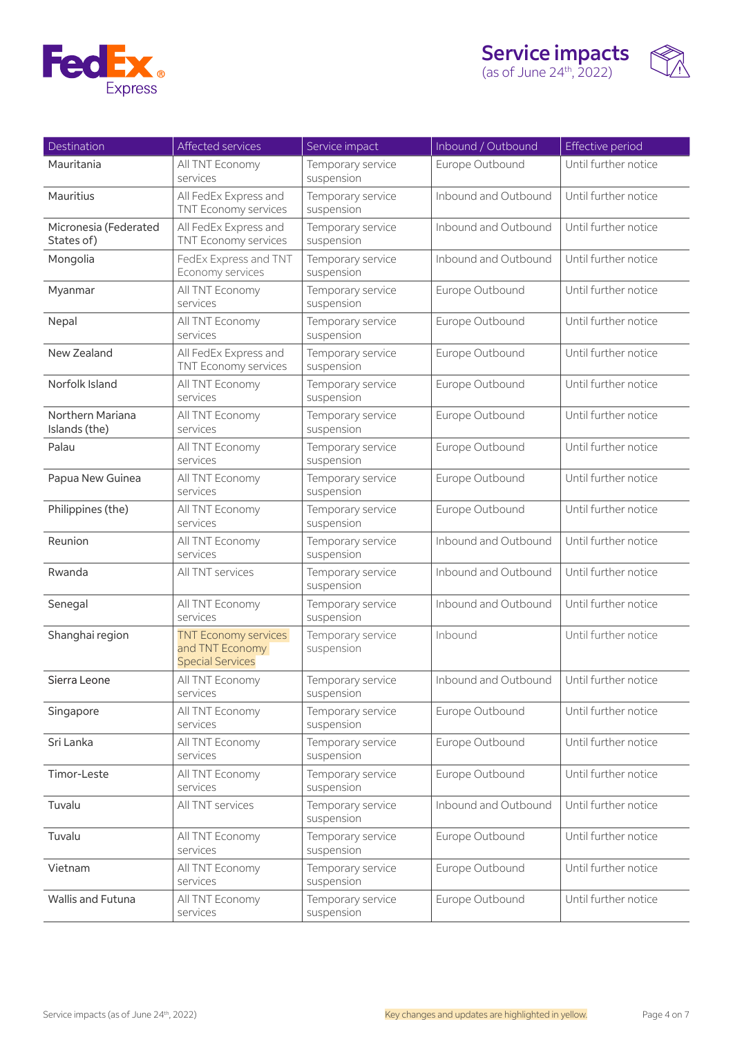# Service impacts
(as of June 24th, 2022)

| Destination | Affected services | Service impact | Inbound / Outbound | Effective period |
|---|---|---|---|---|
| Mauritania | All TNT Economy services | Temporary service suspension | Europe Outbound | Until further notice |
| Mauritius | All FedEx Express and TNT Economy services | Temporary service suspension | Inbound and Outbound | Until further notice |
| Micronesia (Federated States of) | All FedEx Express and TNT Economy services | Temporary service suspension | Inbound and Outbound | Until further notice |
| Mongolia | FedEx Express and TNT Economy services | Temporary service suspension | Inbound and Outbound | Until further notice |
| Myanmar | All TNT Economy services | Temporary service suspension | Europe Outbound | Until further notice |
| Nepal | All TNT Economy services | Temporary service suspension | Europe Outbound | Until further notice |
| New Zealand | All FedEx Express and TNT Economy services | Temporary service suspension | Europe Outbound | Until further notice |
| Norfolk Island | All TNT Economy services | Temporary service suspension | Europe Outbound | Until further notice |
| Northern Mariana Islands (the) | All TNT Economy services | Temporary service suspension | Europe Outbound | Until further notice |
| Palau | All TNT Economy services | Temporary service suspension | Europe Outbound | Until further notice |
| Papua New Guinea | All TNT Economy services | Temporary service suspension | Europe Outbound | Until further notice |
| Philippines (the) | All TNT Economy services | Temporary service suspension | Europe Outbound | Until further notice |
| Reunion | All TNT Economy services | Temporary service suspension | Inbound and Outbound | Until further notice |
| Rwanda | All TNT services | Temporary service suspension | Inbound and Outbound | Until further notice |
| Senegal | All TNT Economy services | Temporary service suspension | Inbound and Outbound | Until further notice |
| Shanghai region | TNT Economy services and TNT Economy Special Services | Temporary service suspension | Inbound | Until further notice |
| Sierra Leone | All TNT Economy services | Temporary service suspension | Inbound and Outbound | Until further notice |
| Singapore | All TNT Economy services | Temporary service suspension | Europe Outbound | Until further notice |
| Sri Lanka | All TNT Economy services | Temporary service suspension | Europe Outbound | Until further notice |
| Timor-Leste | All TNT Economy services | Temporary service suspension | Europe Outbound | Until further notice |
| Tuvalu | All TNT services | Temporary service suspension | Inbound and Outbound | Until further notice |
| Tuvalu | All TNT Economy services | Temporary service suspension | Europe Outbound | Until further notice |
| Vietnam | All TNT Economy services | Temporary service suspension | Europe Outbound | Until further notice |
| Wallis and Futuna | All TNT Economy services | Temporary service suspension | Europe Outbound | Until further notice |

Key changes and updates are highlighted in yellow.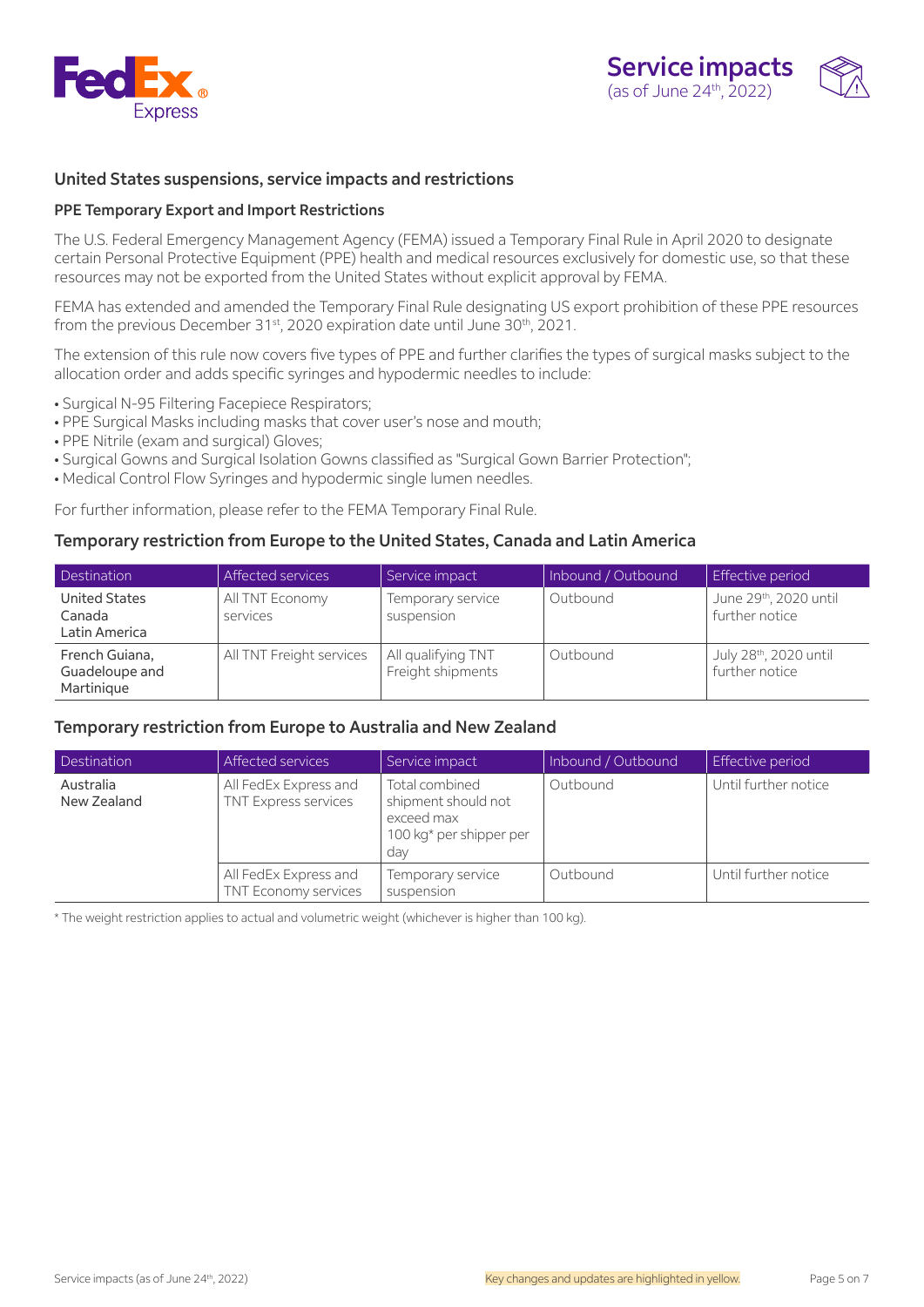## United States suspensions, service impacts and restrictions

### PPE Temporary Export and Import Restrictions

The U.S. Federal Emergency Management Agency (FEMA) issued a Temporary Final Rule in April 2020 to designate certain Personal Protective Equipment (PPE) health and medical resources exclusively for domestic use, so that these resources may not be exported from the United States without explicit approval by FEMA.

FEMA has extended and amended the Temporary Final Rule designating US export prohibition of these PPE resources from the previous December 31st, 2020 expiration date until June 30th, 2021.

The extension of this rule now covers five types of PPE and further clarifies the types of surgical masks subject to the allocation order and adds specific syringes and hypodermic needles to include:

- Surgical N-95 Filtering Facepiece Respirators;
- PPE Surgical Masks including masks that cover user's nose and mouth;
- PPE Nitrile (exam and surgical) Gloves;
- Surgical Gowns and Surgical Isolation Gowns classified as "Surgical Gown Barrier Protection";
- Medical Control Flow Syringes and hypodermic single lumen needles.

For further information, please refer to the FEMA Temporary Final Rule.

## Temporary restriction from Europe to the United States, Canada and Latin America

| Destination | Affected services | Service impact | Inbound / Outbound | Effective period |
|---|---|---|---|---|
| United States<br>Canada<br>Latin America | All TNT Economy services | Temporary service suspension | Outbound | June 29th, 2020 until further notice |
| French Guiana, Guadeloupe and Martinique | All TNT Freight services | All qualifying TNT Freight shipments | Outbound | July 28th, 2020 until further notice |

## Temporary restriction from Europe to Australia and New Zealand

| Destination | Affected services | Service impact | Inbound / Outbound | Effective period |
|---|---|---|---|---|
| Australia<br>New Zealand | All FedEx Express and TNT Express services | Total combined shipment should not exceed max 100 kg* per shipper per day | Outbound | Until further notice |
| | All FedEx Express and TNT Economy services | Temporary service suspension | Outbound | Until further notice |

* The weight restriction applies to actual and volumetric weight (whichever is higher than 100 kg).

Key changes and updates are highlighted in yellow.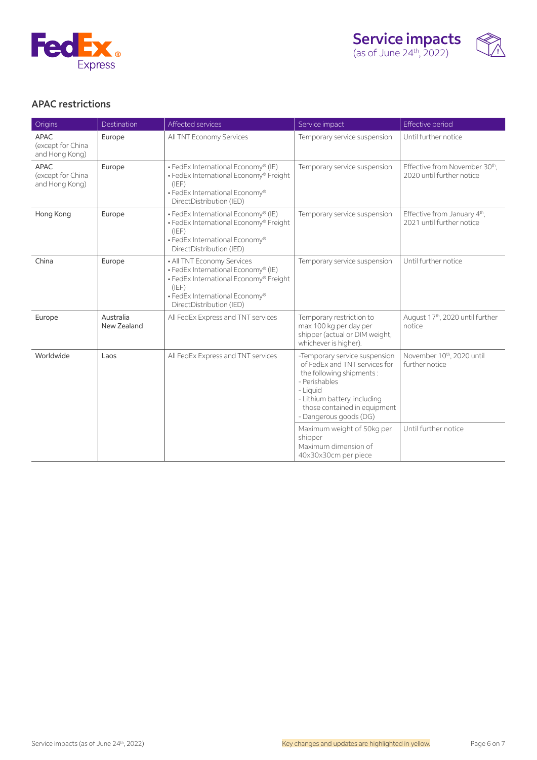# Service impacts
(as of June 24th, 2022)

## APAC restrictions

| Origins | Destination | Affected services | Service impact | Effective period |
|---|---|---|---|---|
| APAC (except for China and Hong Kong) | Europe | All TNT Economy Services | Temporary service suspension | Until further notice |
| APAC (except for China and Hong Kong) | Europe | • FedEx International Economy® (IE)<br>• FedEx International Economy® Freight (IEF)<br>• FedEx International Economy® DirectDistribution (IED) | Temporary service suspension | Effective from November 30th, 2020 until further notice |
| Hong Kong | Europe | • FedEx International Economy® (IE)<br>• FedEx International Economy® Freight (IEF)<br>• FedEx International Economy® DirectDistribution (IED) | Temporary service suspension | Effective from January 4th, 2021 until further notice |
| China | Europe | • All TNT Economy Services<br>• FedEx International Economy® (IE)<br>• FedEx International Economy® Freight (IEF)<br>• FedEx International Economy® DirectDistribution (IED) | Temporary service suspension | Until further notice |
| Europe | Australia<br>New Zealand | All FedEx Express and TNT services | Temporary restriction to max 100 kg per day per shipper (actual or DIM weight, whichever is higher). | August 17th, 2020 until further notice |
| Worldwide | Laos | All FedEx Express and TNT services | -Temporary service suspension of FedEx and TNT services for the following shipments :<br>- Perishables<br>- Liquid<br>- Lithium battery, including those contained in equipment<br>- Dangerous goods (DG) | November 10th, 2020 until further notice |
| | | | Maximum weight of 50kg per shipper<br>Maximum dimension of 40x30x30cm per piece | Until further notice |

Key changes and updates are highlighted in yellow.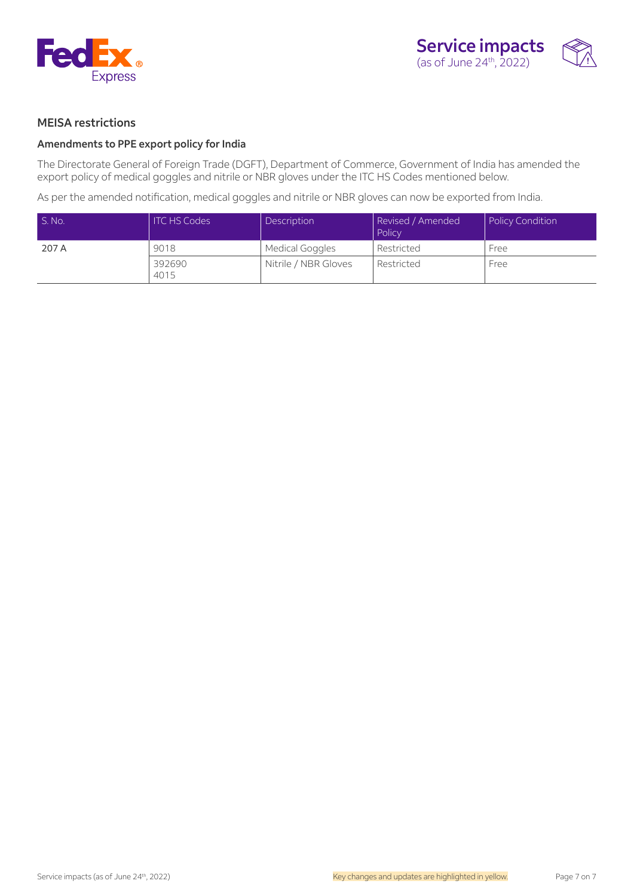## MEISA restrictions

### Amendments to PPE export policy for India

The Directorate General of Foreign Trade (DGFT), Department of Commerce, Government of India has amended the export policy of medical goggles and nitrile or NBR gloves under the ITC HS Codes mentioned below.

As per the amended notification, medical goggles and nitrile or NBR gloves can now be exported from India.

| S. No. | ITC HS Codes | Description | Revised / Amended Policy | Policy Condition |
|---|---|---|---|---|
| 207 A | 9018 | Medical Goggles | Restricted | Free |
| | 392690 4015 | Nitrile / NBR Gloves | Restricted | Free |